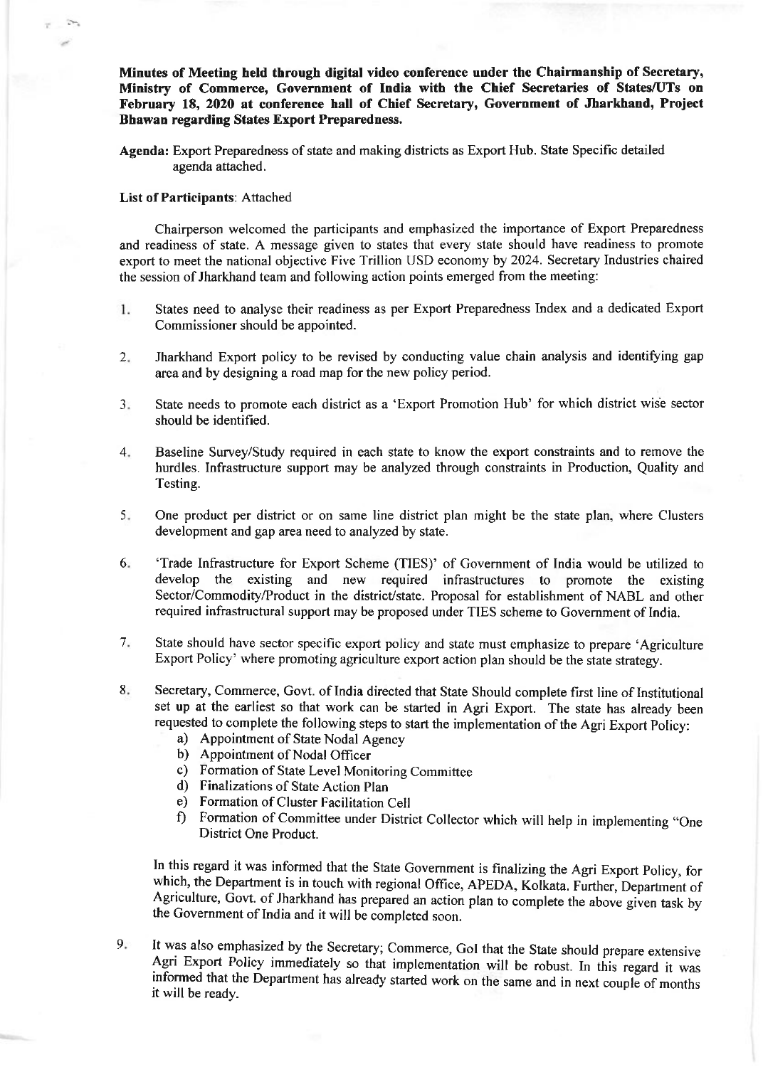**Minutes of Meeting held through digital video conference under the Chairmanship of Secretary, Ministry of Commerce, Government of India with the Chief Secretaries of States/UTs on February 18, 2020 at conference hall of Chief Secretary, Government of Jharkhand, Project Bhawan regarding States Export Preparedness.**

**Agenda:** Export Preparedness of state and making districts as Export Hub. State Specific detailed agenda attached.

**List of Participants**: Attached

Chairperson welcomed the participants and emphasized the importance of Export Preparedness and readiness of state. A message given to states that every state should have readiness to promote export to meet the national objective Five Trillion USD economy by 2024. Secretary Industries chaired the session of Jharkhand team and following action points emerged from the meeting:

1. States need to analyse their readiness as per Export Preparedness Index and a dedicated Export Commissioner should be appointed.

2. Jharkhand Export policy to be revised by conducting value chain analysis and identifying gap area and by designing a road map for the new policy period.

3. State needs to promote each district as a 'Export Promotion Hub' for which district wise sector should be identified.

4. Baseline Survey/Study required in each state to know the export constraints and to remove the hurdles. Infrastructure support may be analyzed through constraints in Production, Quality and Testing.

5. One product per district or on same line district plan might be the state plan, where Clusters development and gap area need to analyzed by state.

6. 'Trade Infrastructure for Export Scheme (TIES)' of Government of India would be utilized to develop the existing and new required infrastructures to promote the existing Sector/Commodity/Product in the district/state. Proposal for establishment of NABL and other required infrastructural support may be proposed under TIES scheme to Government of India.

7. State should have sector specific export policy and state must emphasize to prepare 'Agriculture Export Policy' where promoting agriculture export action plan should be the state strategy.

8. Secretary, Commerce, Govt. of India directed that State Should complete first line of Institutional set up at the earliest so that work can be started in Agri Export. The state has already been requested to complete the following steps to start the implementation of the Agri Export Policy:
   a) Appointment of State Nodal Agency
   b) Appointment of Nodal Officer
   c) Formation of State Level Monitoring Committee
   d) Finalizations of State Action Plan
   e) Formation of Cluster Facilitation Cell
   f) Formation of Committee under District Collector which will help in implementing "One District One Product.

   In this regard it was informed that the State Government is finalizing the Agri Export Policy, for which, the Department is in touch with regional Office, APEDA, Kolkata. Further, Department of Agriculture, Govt. of Jharkhand has prepared an action plan to complete the above given task by the Government of India and it will be completed soon.

9. It was also emphasized by the Secretary; Commerce, GoI that the State should prepare extensive Agri Export Policy immediately so that implementation will be robust. In this regard it was informed that the Department has already started work on the same and in next couple of months it will be ready.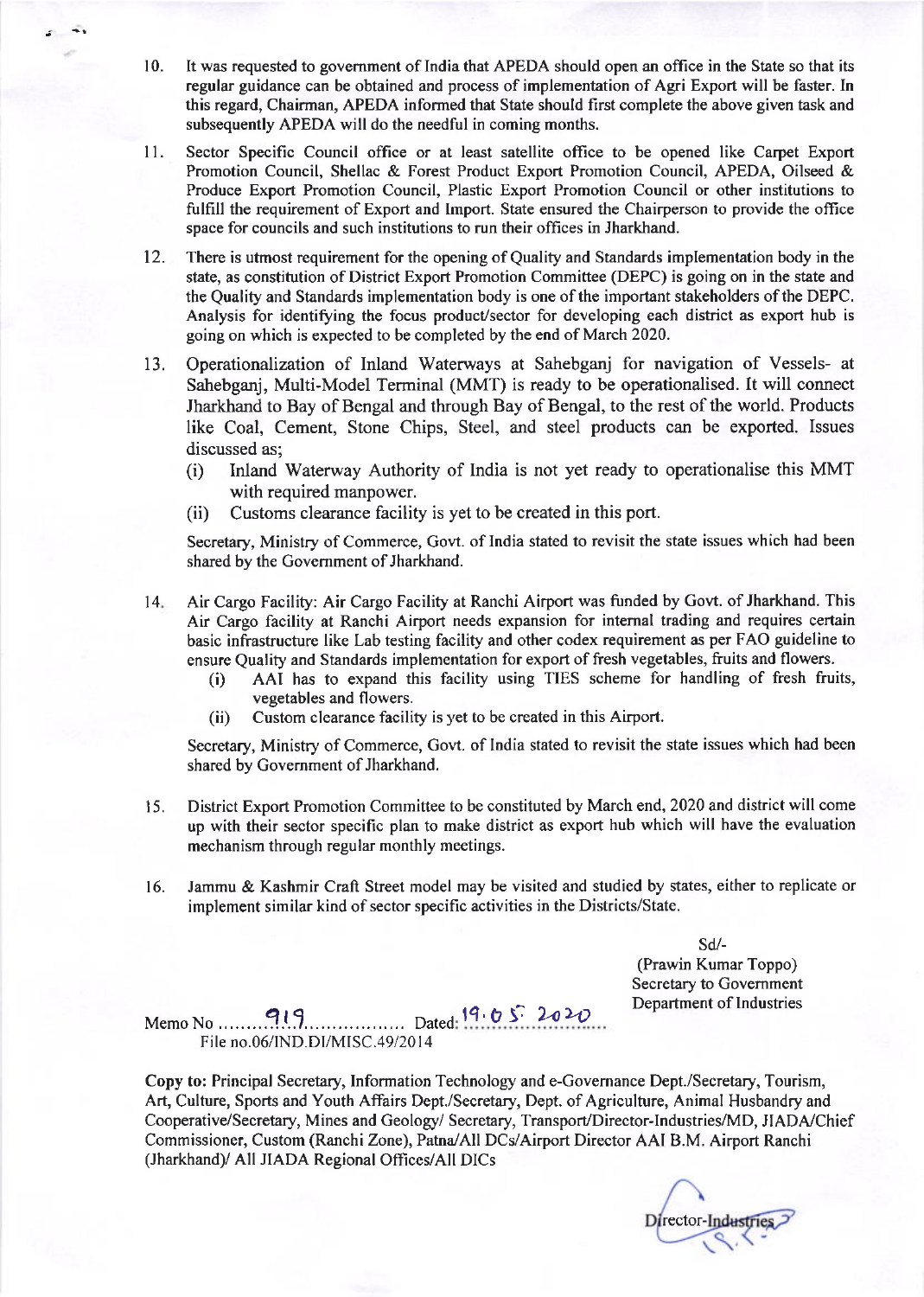10. It was requested to government of India that APEDA should open an office in the State so that its regular guidance can be obtained and process of implementation of Agri Export will be faster. In this regard, Chairman, APEDA informed that State should first complete the above given task and subsequently APEDA will do the needful in coming months.

11. Sector Specific Council office or at least satellite office to be opened like Carpet Export Promotion Council, Shellac & Forest Product Export Promotion Council, APEDA, Oilseed & Produce Export Promotion Council, Plastic Export Promotion Council or other institutions to fulfill the requirement of Export and Import. State ensured the Chairperson to provide the office space for councils and such institutions to run their offices in Jharkhand.

12. There is utmost requirement for the opening of Quality and Standards implementation body in the state, as constitution of District Export Promotion Committee (DEPC) is going on in the state and the Quality and Standards implementation body is one of the important stakeholders of the DEPC. Analysis for identifying the focus product/sector for developing each district as export hub is going on which is expected to be completed by the end of March 2020.

13. Operationalization of Inland Waterways at Sahebganj for navigation of Vessels- at Sahebganj, Multi-Model Terminal (MMT) is ready to be operationalised. It will connect Jharkhand to Bay of Bengal and through Bay of Bengal, to the rest of the world. Products like Coal, Cement, Stone Chips, Steel, and steel products can be exported. Issues discussed as;
    (i) Inland Waterway Authority of India is not yet ready to operationalise this MMT with required manpower.
    (ii) Customs clearance facility is yet to be created in this port.

    Secretary, Ministry of Commerce, Govt. of India stated to revisit the state issues which had been shared by the Government of Jharkhand.

14. Air Cargo Facility: Air Cargo Facility at Ranchi Airport was funded by Govt. of Jharkhand. This Air Cargo facility at Ranchi Airport needs expansion for internal trading and requires certain basic infrastructure like Lab testing facility and other codex requirement as per FAO guideline to ensure Quality and Standards implementation for export of fresh vegetables, fruits and flowers.
    (i) AAI has to expand this facility using TIES scheme for handling of fresh fruits, vegetables and flowers.
    (ii) Custom clearance facility is yet to be created in this Airport.

    Secretary, Ministry of Commerce, Govt. of India stated to revisit the state issues which had been shared by Government of Jharkhand.

15. District Export Promotion Committee to be constituted by March end, 2020 and district will come up with their sector specific plan to make district as export hub which will have the evaluation mechanism through regular monthly meetings.

16. Jammu & Kashmir Craft Street model may be visited and studied by states, either to replicate or implement similar kind of sector specific activities in the Districts/State.

Sd/-
(Prawin Kumar Toppo)
Secretary to Government
Department of Industries

Memo No ........919................. Dated: 19.05.2020
File no.06/IND.DI/MISC.49/2014

**Copy to:** Principal Secretary, Information Technology and e-Governance Dept./Secretary, Tourism, Art, Culture, Sports and Youth Affairs Dept./Secretary, Dept. of Agriculture, Animal Husbandry and Cooperative/Secretary, Mines and Geology/ Secretary, Transport/Director-Industries/MD, JIADA/Chief Commissioner, Custom (Ranchi Zone), Patna/All DCs/Airport Director AAI B.M. Airport Ranchi (Jharkhand)/ All JIADA Regional Offices/All DICs

Director-Industries